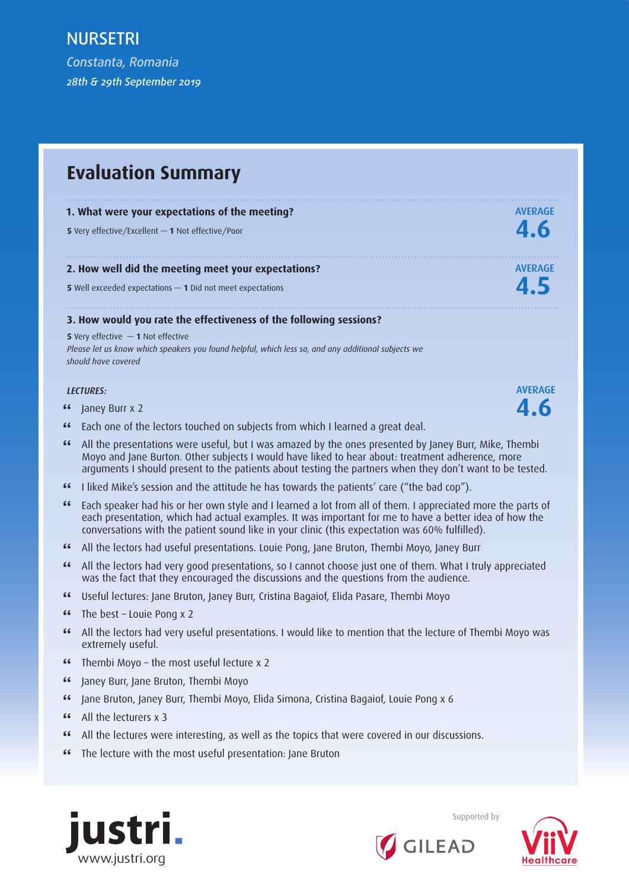NURSETRI

*Constanta, Romania*

*28th & 29th September 2019*

## Evaluation Summary

**1. What were your expectations of the meeting?**

**5** Very effective/Excellent — **1** Not effective/Poor

AVERAGE **4.6**

**2. How well did the meeting meet your expectations?**

**5** Well exceeded expectations — **1** Did not meet expectations

AVERAGE **4.5**

**3. How would you rate the effectiveness of the following sessions?**

**5** Very effective — **1** Not effective

*Please let us know which speakers you found helpful, which less so, and any additional subjects we should have covered*

*LECTURES:*

AVERAGE **4.6**

- Janey Burr x 2
- Each one of the lectors touched on subjects from which I learned a great deal.
- All the presentations were useful, but I was amazed by the ones presented by Janey Burr, Mike, Thembi Moyo and Jane Burton. Other subjects I would have liked to hear about: treatment adherence, more arguments I should present to the patients about testing the partners when they don't want to be tested.
- I liked Mike's session and the attitude he has towards the patients' care ("the bad cop").
- Each speaker had his or her own style and I learned a lot from all of them. I appreciated more the parts of each presentation, which had actual examples. It was important for me to have a better idea of how the conversations with the patient sound like in your clinic (this expectation was 60% fulfilled).
- All the lectors had useful presentations. Louie Pong, Jane Bruton, Thembi Moyo, Janey Burr
- All the lectors had very good presentations, so I cannot choose just one of them. What I truly appreciated was the fact that they encouraged the discussions and the questions from the audience.
- Useful lectures: Jane Bruton, Janey Burr, Cristina Bagaiof, Elida Pasare, Thembi Moyo
- The best – Louie Pong x 2
- All the lectors had very useful presentations. I would like to mention that the lecture of Thembi Moyo was extremely useful.
- Thembi Moyo – the most useful lecture x 2
- Janey Burr, Jane Bruton, Thembi Moyo
- Jane Bruton, Janey Burr, Thembi Moyo, Elida Simona, Cristina Bagaiof, Louie Pong x 6
- All the lecturers x 3
- All the lectures were interesting, as well as the topics that were covered in our discussions.
- The lecture with the most useful presentation: Jane Bruton

justri. www.justri.org

Supported by GILEAD ViiV Healthcare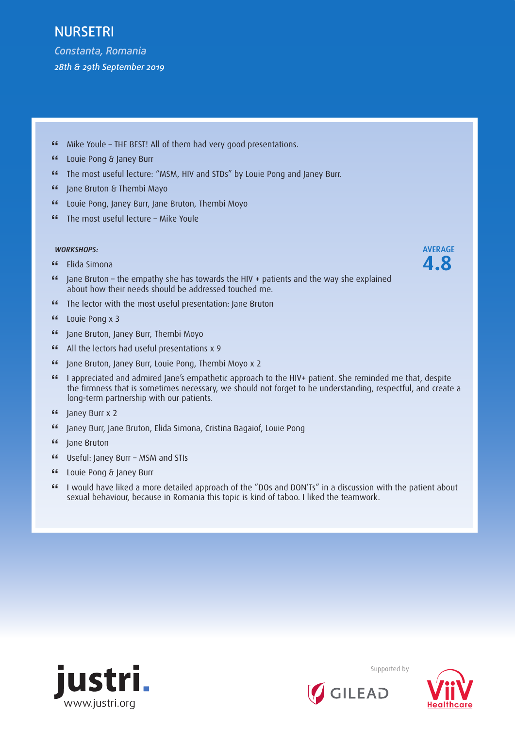# NURSETRI

*Constanta, Romania*

*28th & 29th September 2019*

- “ Mike Youle – THE BEST! All of them had very good presentations.
- “ Louie Pong & Janey Burr
- “ The most useful lecture: “MSM, HIV and STDs” by Louie Pong and Janey Burr.
- “ Jane Bruton & Thembi Mayo
- “ Louie Pong, Janey Burr, Jane Bruton, Thembi Moyo
- “ The most useful lecture – Mike Youle

***WORKSHOPS:***

**AVERAGE 4.8**

- “ Elida Simona
- “ Jane Bruton – the empathy she has towards the HIV + patients and the way she explained about how their needs should be addressed touched me.
- “ The lector with the most useful presentation: Jane Bruton
- “ Louie Pong x 3
- “ Jane Bruton, Janey Burr, Thembi Moyo
- “ All the lectors had useful presentations x 9
- “ Jane Bruton, Janey Burr, Louie Pong, Thembi Moyo x 2
- “ I appreciated and admired Jane’s empathetic approach to the HIV+ patient. She reminded me that, despite the firmness that is sometimes necessary, we should not forget to be understanding, respectful, and create a long-term partnership with our patients.
- “ Janey Burr x 2
- “ Janey Burr, Jane Bruton, Elida Simona, Cristina Bagaiof, Louie Pong
- “ Jane Bruton
- “ Useful: Janey Burr – MSM and STIs
- “ Louie Pong & Janey Burr
- “ I would have liked a more detailed approach of the ”DOs and DON’Ts” in a discussion with the patient about sexual behaviour, because in Romania this topic is kind of taboo. I liked the teamwork.

justri. www.justri.org

Supported by GILEAD ViiV Healthcare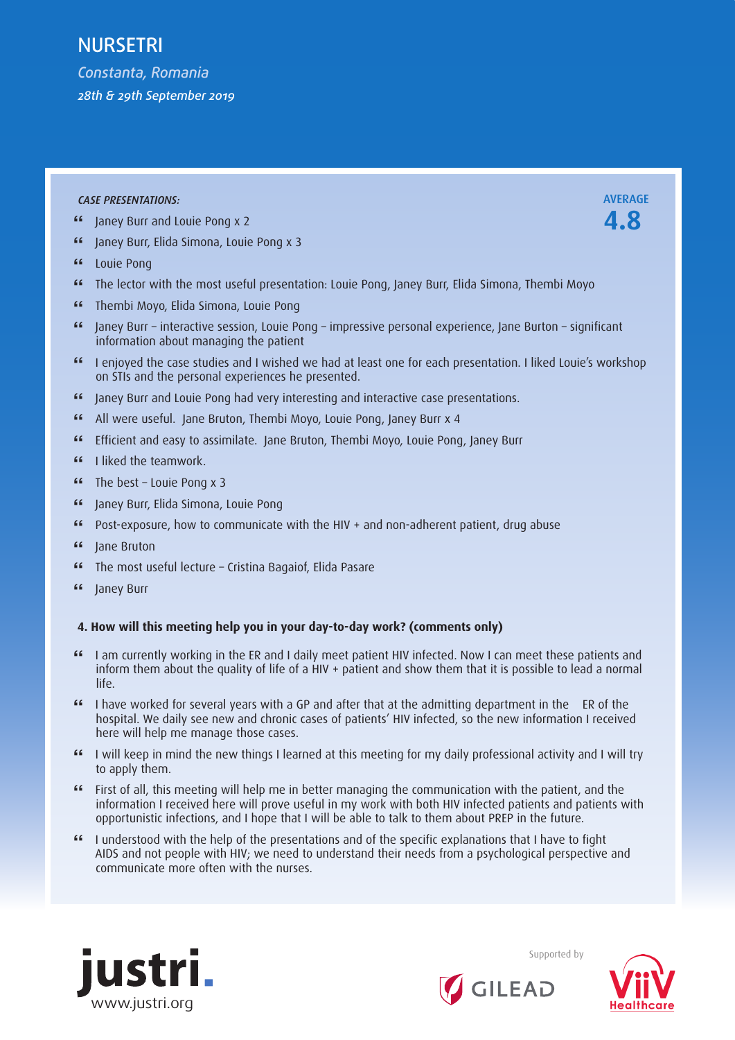# NURSETRI

*Constanta, Romania*

*28th & 29th September 2019*

*CASE PRESENTATIONS:*

AVERAGE **4.8**

- Janey Burr and Louie Pong x 2
- Janey Burr, Elida Simona, Louie Pong x 3
- Louie Pong
- The lector with the most useful presentation: Louie Pong, Janey Burr, Elida Simona, Thembi Moyo
- Thembi Moyo, Elida Simona, Louie Pong
- Janey Burr – interactive session, Louie Pong – impressive personal experience, Jane Burton – significant information about managing the patient
- I enjoyed the case studies and I wished we had at least one for each presentation. I liked Louie's workshop on STIs and the personal experiences he presented.
- Janey Burr and Louie Pong had very interesting and interactive case presentations.
- All were useful. Jane Bruton, Thembi Moyo, Louie Pong, Janey Burr x 4
- Efficient and easy to assimilate. Jane Bruton, Thembi Moyo, Louie Pong, Janey Burr
- I liked the teamwork.
- The best – Louie Pong x 3
- Janey Burr, Elida Simona, Louie Pong
- Post-exposure, how to communicate with the HIV + and non-adherent patient, drug abuse
- Jane Bruton
- The most useful lecture – Cristina Bagaiof, Elida Pasare
- Janey Burr

**4. How will this meeting help you in your day-to-day work? (comments only)**

- I am currently working in the ER and I daily meet patient HIV infected. Now I can meet these patients and inform them about the quality of life of a HIV + patient and show them that it is possible to lead a normal life.
- I have worked for several years with a GP and after that at the admitting department in the ER of the hospital. We daily see new and chronic cases of patients' HIV infected, so the new information I received here will help me manage those cases.
- I will keep in mind the new things I learned at this meeting for my daily professional activity and I will try to apply them.
- First of all, this meeting will help me in better managing the communication with the patient, and the information I received here will prove useful in my work with both HIV infected patients and patients with opportunistic infections, and I hope that I will be able to talk to them about PREP in the future.
- I understood with the help of the presentations and of the specific explanations that I have to fight AIDS and not people with HIV; we need to understand their needs from a psychological perspective and communicate more often with the nurses.

justri. www.justri.org

Supported by GILEAD ViiV Healthcare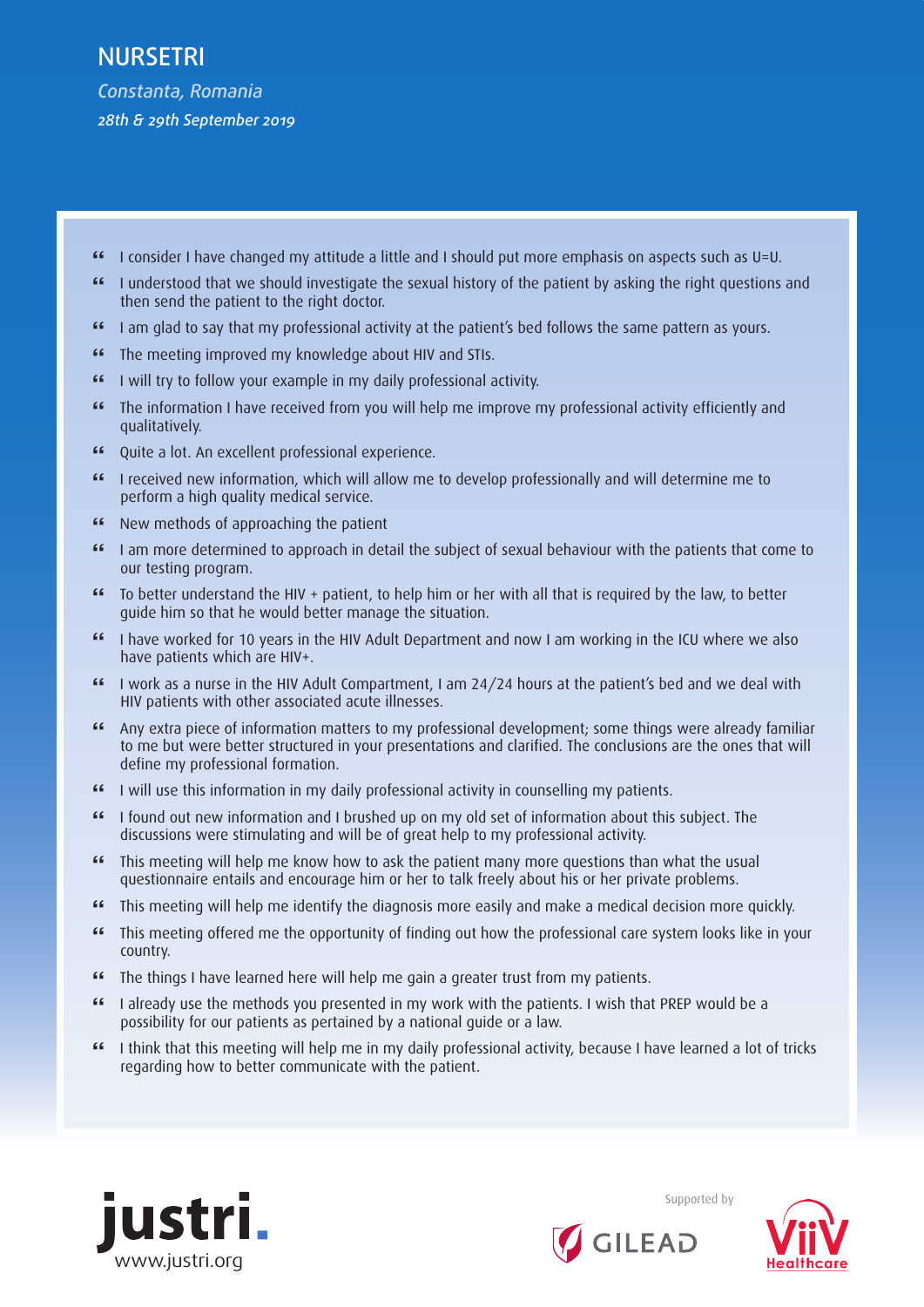# NURSETRI

*Constanta, Romania*

*28th & 29th September 2019*

- " I consider I have changed my attitude a little and I should put more emphasis on aspects such as U=U.
- " I understood that we should investigate the sexual history of the patient by asking the right questions and then send the patient to the right doctor.
- " I am glad to say that my professional activity at the patient's bed follows the same pattern as yours.
- " The meeting improved my knowledge about HIV and STIs.
- " I will try to follow your example in my daily professional activity.
- " The information I have received from you will help me improve my professional activity efficiently and qualitatively.
- " Quite a lot. An excellent professional experience.
- " I received new information, which will allow me to develop professionally and will determine me to perform a high quality medical service.
- " New methods of approaching the patient
- " I am more determined to approach in detail the subject of sexual behaviour with the patients that come to our testing program.
- " To better understand the HIV + patient, to help him or her with all that is required by the law, to better guide him so that he would better manage the situation.
- " I have worked for 10 years in the HIV Adult Department and now I am working in the ICU where we also have patients which are HIV+.
- " I work as a nurse in the HIV Adult Compartment, I am 24/24 hours at the patient's bed and we deal with HIV patients with other associated acute illnesses.
- " Any extra piece of information matters to my professional development; some things were already familiar to me but were better structured in your presentations and clarified. The conclusions are the ones that will define my professional formation.
- " I will use this information in my daily professional activity in counselling my patients.
- " I found out new information and I brushed up on my old set of information about this subject. The discussions were stimulating and will be of great help to my professional activity.
- " This meeting will help me know how to ask the patient many more questions than what the usual questionnaire entails and encourage him or her to talk freely about his or her private problems.
- " This meeting will help me identify the diagnosis more easily and make a medical decision more quickly.
- " This meeting offered me the opportunity of finding out how the professional care system looks like in your country.
- " The things I have learned here will help me gain a greater trust from my patients.
- " I already use the methods you presented in my work with the patients. I wish that PREP would be a possibility for our patients as pertained by a national guide or a law.
- " I think that this meeting will help me in my daily professional activity, because I have learned a lot of tricks regarding how to better communicate with the patient.

justri.
www.justri.org

Supported by

GILEAD

ViiV Healthcare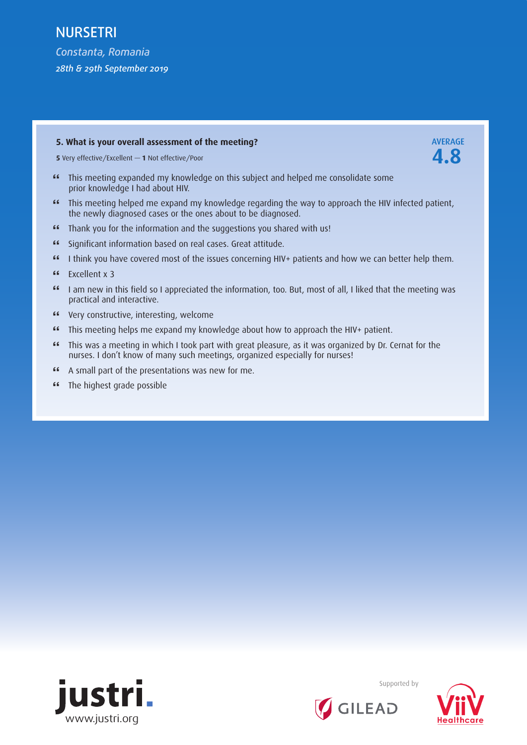NURSETRI

*Constanta, Romania*

*28th & 29th September 2019*

### 5. What is your overall assessment of the meeting?

**5** Very effective/Excellent — **1** Not effective/Poor

AVERAGE **4.8**

- “ This meeting expanded my knowledge on this subject and helped me consolidate some prior knowledge I had about HIV.
- “ This meeting helped me expand my knowledge regarding the way to approach the HIV infected patient, the newly diagnosed cases or the ones about to be diagnosed.
- “ Thank you for the information and the suggestions you shared with us!
- “ Significant information based on real cases. Great attitude.
- “ I think you have covered most of the issues concerning HIV+ patients and how we can better help them.
- “ Excellent x 3
- “ I am new in this field so I appreciated the information, too. But, most of all, I liked that the meeting was practical and interactive.
- “ Very constructive, interesting, welcome
- “ This meeting helps me expand my knowledge about how to approach the HIV+ patient.
- “ This was a meeting in which I took part with great pleasure, as it was organized by Dr. Cernat for the nurses. I don’t know of many such meetings, organized especially for nurses!
- “ A small part of the presentations was new for me.
- “ The highest grade possible

justri.
www.justri.org

Supported by

GILEAD

ViiV Healthcare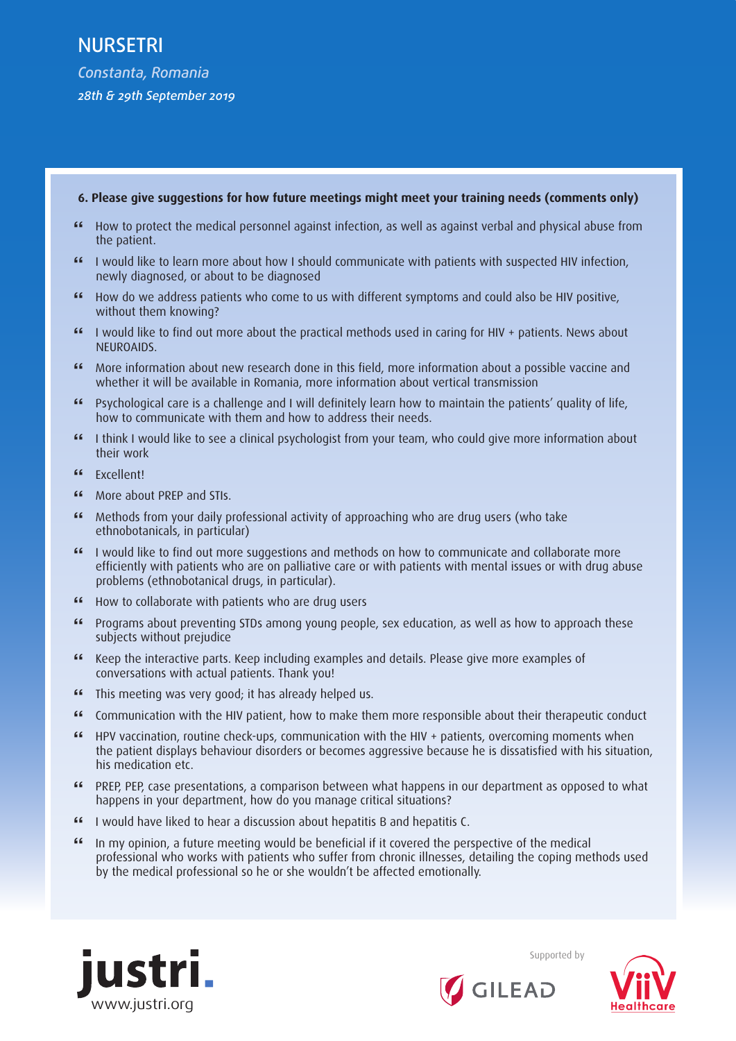NURSETRI

*Constanta, Romania*

*28th & 29th September 2019*

**6. Please give suggestions for how future meetings might meet your training needs (comments only)**

- “ How to protect the medical personnel against infection, as well as against verbal and physical abuse from the patient.
- “ I would like to learn more about how I should communicate with patients with suspected HIV infection, newly diagnosed, or about to be diagnosed
- “ How do we address patients who come to us with different symptoms and could also be HIV positive, without them knowing?
- “ I would like to find out more about the practical methods used in caring for HIV + patients. News about NEUROAIDS.
- “ More information about new research done in this field, more information about a possible vaccine and whether it will be available in Romania, more information about vertical transmission
- “ Psychological care is a challenge and I will definitely learn how to maintain the patients’ quality of life, how to communicate with them and how to address their needs.
- “ I think I would like to see a clinical psychologist from your team, who could give more information about their work
- “ Excellent!
- “ More about PREP and STIs.
- “ Methods from your daily professional activity of approaching who are drug users (who take ethnobotanicals, in particular)
- “ I would like to find out more suggestions and methods on how to communicate and collaborate more efficiently with patients who are on palliative care or with patients with mental issues or with drug abuse problems (ethnobotanical drugs, in particular).
- “ How to collaborate with patients who are drug users
- “ Programs about preventing STDs among young people, sex education, as well as how to approach these subjects without prejudice
- “ Keep the interactive parts. Keep including examples and details. Please give more examples of conversations with actual patients. Thank you!
- “ This meeting was very good; it has already helped us.
- “ Communication with the HIV patient, how to make them more responsible about their therapeutic conduct
- “ HPV vaccination, routine check-ups, communication with the HIV + patients, overcoming moments when the patient displays behaviour disorders or becomes aggressive because he is dissatisfied with his situation, his medication etc.
- “ PREP, PEP, case presentations, a comparison between what happens in our department as opposed to what happens in your department, how do you manage critical situations?
- “ I would have liked to hear a discussion about hepatitis B and hepatitis C.
- “ In my opinion, a future meeting would be beneficial if it covered the perspective of the medical professional who works with patients who suffer from chronic illnesses, detailing the coping methods used by the medical professional so he or she wouldn’t be affected emotionally.

justri.
www.justri.org

Supported by

GILEAD

ViiV Healthcare